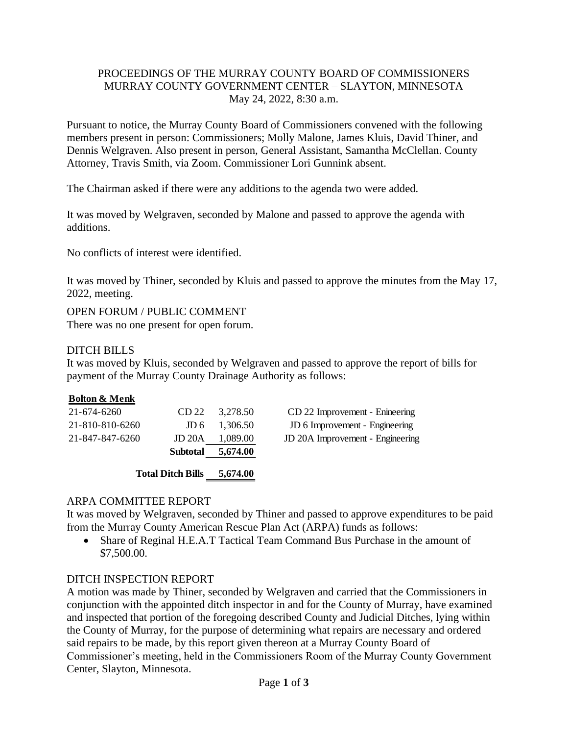PROCEEDINGS OF THE MURRAY COUNTY BOARD OF COMMISSIONERS
MURRAY COUNTY GOVERNMENT CENTER – SLAYTON, MINNESOTA
May 24, 2022, 8:30 a.m.

Pursuant to notice, the Murray County Board of Commissioners convened with the following members present in person: Commissioners; Molly Malone, James Kluis, David Thiner, and Dennis Welgraven. Also present in person, General Assistant, Samantha McClellan. County Attorney, Travis Smith, via Zoom. Commissioner Lori Gunnink absent.

The Chairman asked if there were any additions to the agenda two were added.

It was moved by Welgraven, seconded by Malone and passed to approve the agenda with additions.

No conflicts of interest were identified.

It was moved by Thiner, seconded by Kluis and passed to approve the minutes from the May 17, 2022, meeting.

OPEN FORUM / PUBLIC COMMENT

There was no one present for open forum.

DITCH BILLS

It was moved by Kluis, seconded by Welgraven and passed to approve the report of bills for payment of the Murray County Drainage Authority as follows:

| **Bolton & Menk** | | | |
|---|---|---|---|
| 21-674-6260 | CD 22 | 3,278.50 | CD 22 Improvement - Enineering |
| 21-810-810-6260 | JD 6 | 1,306.50 | JD 6 Improvement - Engineering |
| 21-847-847-6260 | JD 20A | 1,089.00 | JD 20A Improvement - Engineering |
| | **Subtotal** | **5,674.00** | |
| | **Total Ditch Bills** | **5,674.00** | |

ARPA COMMITTEE REPORT

It was moved by Welgraven, seconded by Thiner and passed to approve expenditures to be paid from the Murray County American Rescue Plan Act (ARPA) funds as follows:

- Share of Reginal H.E.A.T Tactical Team Command Bus Purchase in the amount of $7,500.00.

DITCH INSPECTION REPORT

A motion was made by Thiner, seconded by Welgraven and carried that the Commissioners in conjunction with the appointed ditch inspector in and for the County of Murray, have examined and inspected that portion of the foregoing described County and Judicial Ditches, lying within the County of Murray, for the purpose of determining what repairs are necessary and ordered said repairs to be made, by this report given thereon at a Murray County Board of Commissioner's meeting, held in the Commissioners Room of the Murray County Government Center, Slayton, Minnesota.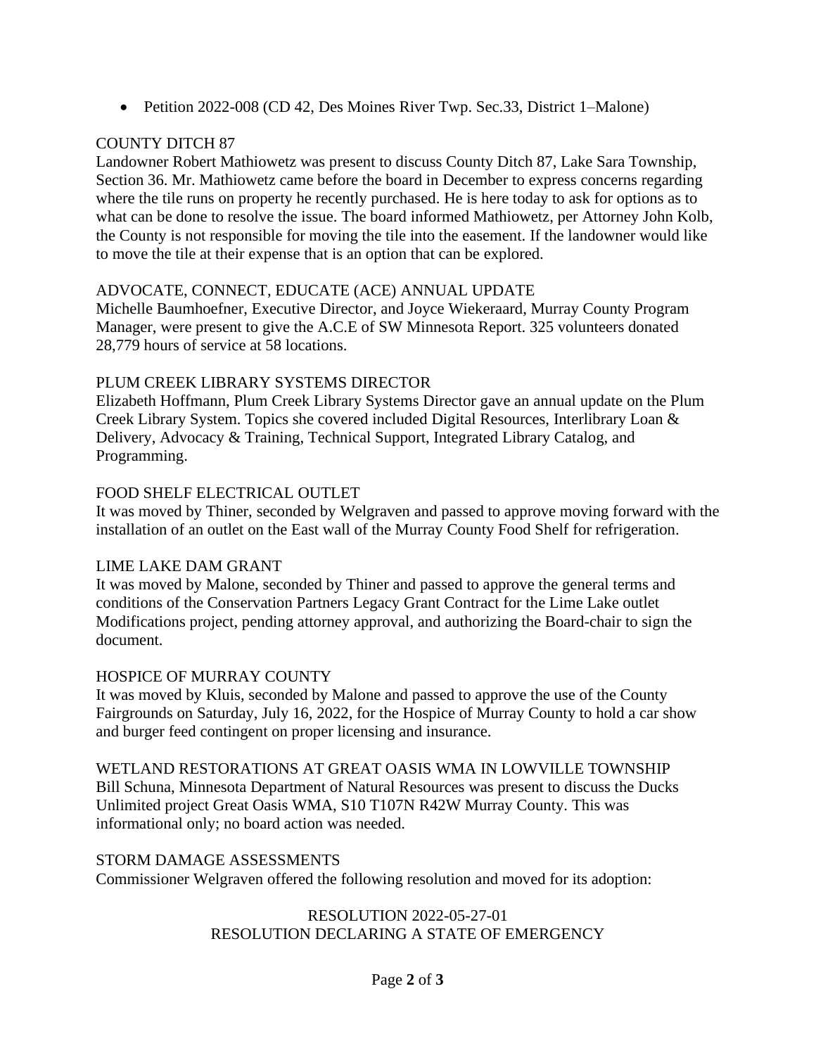- Petition 2022-008 (CD 42, Des Moines River Twp. Sec.33, District 1–Malone)

COUNTY DITCH 87

Landowner Robert Mathiowetz was present to discuss County Ditch 87, Lake Sara Township, Section 36. Mr. Mathiowetz came before the board in December to express concerns regarding where the tile runs on property he recently purchased. He is here today to ask for options as to what can be done to resolve the issue. The board informed Mathiowetz, per Attorney John Kolb, the County is not responsible for moving the tile into the easement. If the landowner would like to move the tile at their expense that is an option that can be explored.

ADVOCATE, CONNECT, EDUCATE (ACE) ANNUAL UPDATE

Michelle Baumhoefner, Executive Director, and Joyce Wiekeraard, Murray County Program Manager, were present to give the A.C.E of SW Minnesota Report. 325 volunteers donated 28,779 hours of service at 58 locations.

PLUM CREEK LIBRARY SYSTEMS DIRECTOR

Elizabeth Hoffmann, Plum Creek Library Systems Director gave an annual update on the Plum Creek Library System. Topics she covered included Digital Resources, Interlibrary Loan & Delivery, Advocacy & Training, Technical Support, Integrated Library Catalog, and Programming.

FOOD SHELF ELECTRICAL OUTLET

It was moved by Thiner, seconded by Welgraven and passed to approve moving forward with the installation of an outlet on the East wall of the Murray County Food Shelf for refrigeration.

LIME LAKE DAM GRANT

It was moved by Malone, seconded by Thiner and passed to approve the general terms and conditions of the Conservation Partners Legacy Grant Contract for the Lime Lake outlet Modifications project, pending attorney approval, and authorizing the Board-chair to sign the document.

HOSPICE OF MURRAY COUNTY

It was moved by Kluis, seconded by Malone and passed to approve the use of the County Fairgrounds on Saturday, July 16, 2022, for the Hospice of Murray County to hold a car show and burger feed contingent on proper licensing and insurance.

WETLAND RESTORATIONS AT GREAT OASIS WMA IN LOWVILLE TOWNSHIP

Bill Schuna, Minnesota Department of Natural Resources was present to discuss the Ducks Unlimited project Great Oasis WMA, S10 T107N R42W Murray County. This was informational only; no board action was needed.

STORM DAMAGE ASSESSMENTS

Commissioner Welgraven offered the following resolution and moved for its adoption:

RESOLUTION 2022-05-27-01

RESOLUTION DECLARING A STATE OF EMERGENCY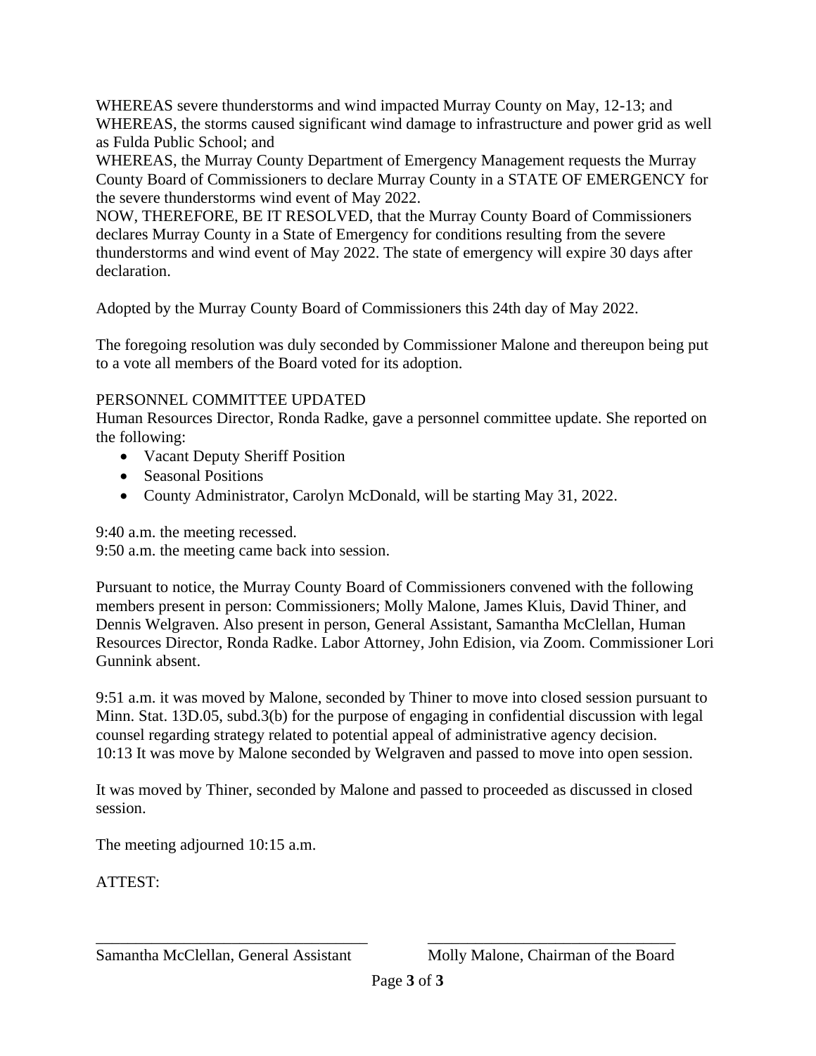WHEREAS severe thunderstorms and wind impacted Murray County on May, 12-13; and
WHEREAS, the storms caused significant wind damage to infrastructure and power grid as well as Fulda Public School; and
WHEREAS, the Murray County Department of Emergency Management requests the Murray County Board of Commissioners to declare Murray County in a STATE OF EMERGENCY for the severe thunderstorms wind event of May 2022.
NOW, THEREFORE, BE IT RESOLVED, that the Murray County Board of Commissioners declares Murray County in a State of Emergency for conditions resulting from the severe thunderstorms and wind event of May 2022. The state of emergency will expire 30 days after declaration.

Adopted by the Murray County Board of Commissioners this 24th day of May 2022.

The foregoing resolution was duly seconded by Commissioner Malone and thereupon being put to a vote all members of the Board voted for its adoption.

PERSONNEL COMMITTEE UPDATED
Human Resources Director, Ronda Radke, gave a personnel committee update. She reported on the following:

- Vacant Deputy Sheriff Position
- Seasonal Positions
- County Administrator, Carolyn McDonald, will be starting May 31, 2022.

9:40 a.m. the meeting recessed.
9:50 a.m. the meeting came back into session.

Pursuant to notice, the Murray County Board of Commissioners convened with the following members present in person: Commissioners; Molly Malone, James Kluis, David Thiner, and Dennis Welgraven. Also present in person, General Assistant, Samantha McClellan, Human Resources Director, Ronda Radke. Labor Attorney, John Edision, via Zoom. Commissioner Lori Gunnink absent.

9:51 a.m. it was moved by Malone, seconded by Thiner to move into closed session pursuant to Minn. Stat. 13D.05, subd.3(b) for the purpose of engaging in confidential discussion with legal counsel regarding strategy related to potential appeal of administrative agency decision.
10:13 It was move by Malone seconded by Welgraven and passed to move into open session.

It was moved by Thiner, seconded by Malone and passed to proceeded as discussed in closed session.

The meeting adjourned 10:15 a.m.

ATTEST:

\_\_\_\_\_\_\_\_\_\_\_\_\_\_\_\_\_\_\_\_\_\_\_\_\_\_\_\_\_\_\_\_\_\_ \_\_\_\_\_\_\_\_\_\_\_\_\_\_\_\_\_\_\_\_\_\_\_\_\_\_\_\_\_\_\_

Samantha McClellan, General Assistant    Molly Malone, Chairman of the Board